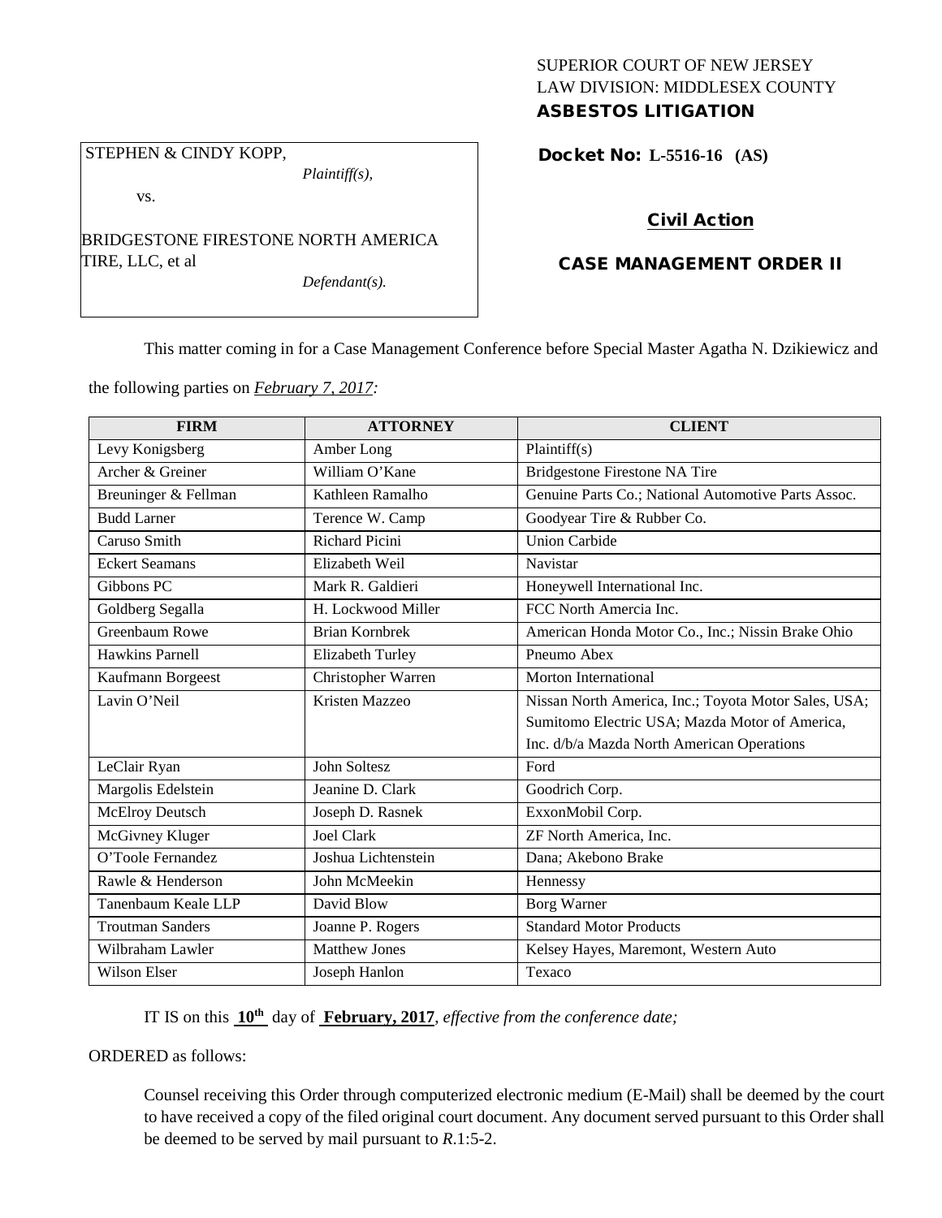SUPERIOR COURT OF NEW JERSEY
LAW DIVISION: MIDDLESEX COUNTY
**ASBESTOS LITIGATION**

STEPHEN & CINDY KOPP,
*Plaintiff(s),*

vs.

BRIDGESTONE FIRESTONE NORTH AMERICA TIRE, LLC, et al
*Defendant(s).*

**Docket No: L-5516-16 (AS)**

**Civil Action**

**CASE MANAGEMENT ORDER II**

This matter coming in for a Case Management Conference before Special Master Agatha N. Dzikiewicz and the following parties on *February 7, 2017:*

| FIRM | ATTORNEY | CLIENT |
|---|---|---|
| Levy Konigsberg | Amber Long | Plaintiff(s) |
| Archer & Greiner | William O'Kane | Bridgestone Firestone NA Tire |
| Breuninger & Fellman | Kathleen Ramalho | Genuine Parts Co.; National Automotive Parts Assoc. |
| Budd Larner | Terence W. Camp | Goodyear Tire & Rubber Co. |
| Caruso Smith | Richard Picini | Union Carbide |
| Eckert Seamans | Elizabeth Weil | Navistar |
| Gibbons PC | Mark R. Galdieri | Honeywell International Inc. |
| Goldberg Segalla | H. Lockwood Miller | FCC North Amercia Inc. |
| Greenbaum Rowe | Brian Kornbrek | American Honda Motor Co., Inc.; Nissin Brake Ohio |
| Hawkins Parnell | Elizabeth Turley | Pneumo Abex |
| Kaufmann Borgeest | Christopher Warren | Morton International |
| Lavin O'Neil | Kristen Mazzeo | Nissan North America, Inc.; Toyota Motor Sales, USA; Sumitomo Electric USA; Mazda Motor of America, Inc. d/b/a Mazda North American Operations |
| LeClair Ryan | John Soltesz | Ford |
| Margolis Edelstein | Jeanine D. Clark | Goodrich Corp. |
| McElroy Deutsch | Joseph D. Rasnek | ExxonMobil Corp. |
| McGivney Kluger | Joel Clark | ZF North America, Inc. |
| O'Toole Fernandez | Joshua Lichtenstein | Dana; Akebono Brake |
| Rawle & Henderson | John McMeekin | Hennessy |
| Tanenbaum Keale LLP | David Blow | Borg Warner |
| Troutman Sanders | Joanne P. Rogers | Standard Motor Products |
| Wilbraham Lawler | Matthew Jones | Kelsey Hayes, Maremont, Western Auto |
| Wilson Elser | Joseph Hanlon | Texaco |

IT IS on this **10th** day of **February, 2017**, *effective from the conference date;*

ORDERED as follows:

Counsel receiving this Order through computerized electronic medium (E-Mail) shall be deemed by the court to have received a copy of the filed original court document. Any document served pursuant to this Order shall be deemed to be served by mail pursuant to *R*.1:5-2.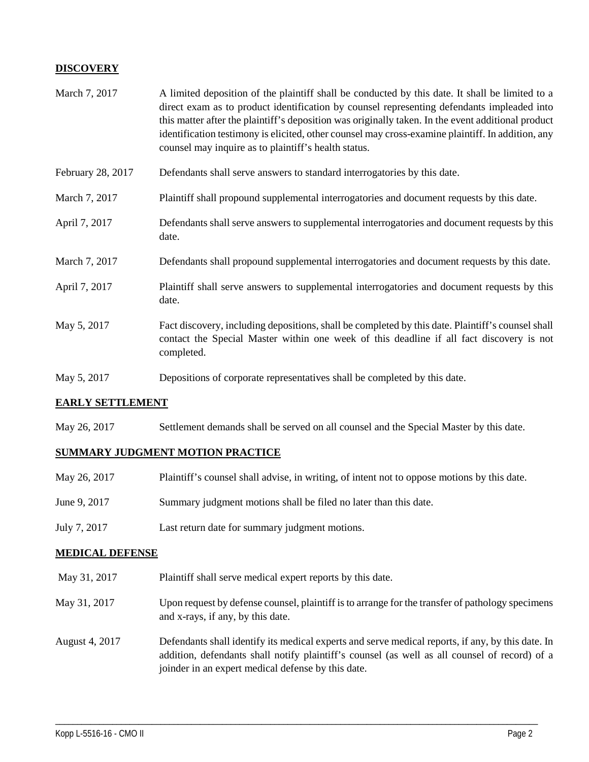## DISCOVERY

| | |
|---|---|
| March 7, 2017 | A limited deposition of the plaintiff shall be conducted by this date. It shall be limited to a direct exam as to product identification by counsel representing defendants impleaded into this matter after the plaintiff's deposition was originally taken. In the event additional product identification testimony is elicited, other counsel may cross-examine plaintiff. In addition, any counsel may inquire as to plaintiff's health status. |
| February 28, 2017 | Defendants shall serve answers to standard interrogatories by this date. |
| March 7, 2017 | Plaintiff shall propound supplemental interrogatories and document requests by this date. |
| April 7, 2017 | Defendants shall serve answers to supplemental interrogatories and document requests by this date. |
| March 7, 2017 | Defendants shall propound supplemental interrogatories and document requests by this date. |
| April 7, 2017 | Plaintiff shall serve answers to supplemental interrogatories and document requests by this date. |
| May 5, 2017 | Fact discovery, including depositions, shall be completed by this date. Plaintiff's counsel shall contact the Special Master within one week of this deadline if all fact discovery is not completed. |
| May 5, 2017 | Depositions of corporate representatives shall be completed by this date. |

## EARLY SETTLEMENT

| | |
|---|---|
| May 26, 2017 | Settlement demands shall be served on all counsel and the Special Master by this date. |

## SUMMARY JUDGMENT MOTION PRACTICE

| | |
|---|---|
| May 26, 2017 | Plaintiff's counsel shall advise, in writing, of intent not to oppose motions by this date. |
| June 9, 2017 | Summary judgment motions shall be filed no later than this date. |
| July 7, 2017 | Last return date for summary judgment motions. |

## MEDICAL DEFENSE

| | |
|---|---|
| May 31, 2017 | Plaintiff shall serve medical expert reports by this date. |
| May 31, 2017 | Upon request by defense counsel, plaintiff is to arrange for the transfer of pathology specimens and x-rays, if any, by this date. |
| August 4, 2017 | Defendants shall identify its medical experts and serve medical reports, if any, by this date. In addition, defendants shall notify plaintiff's counsel (as well as all counsel of record) of a joinder in an expert medical defense by this date. |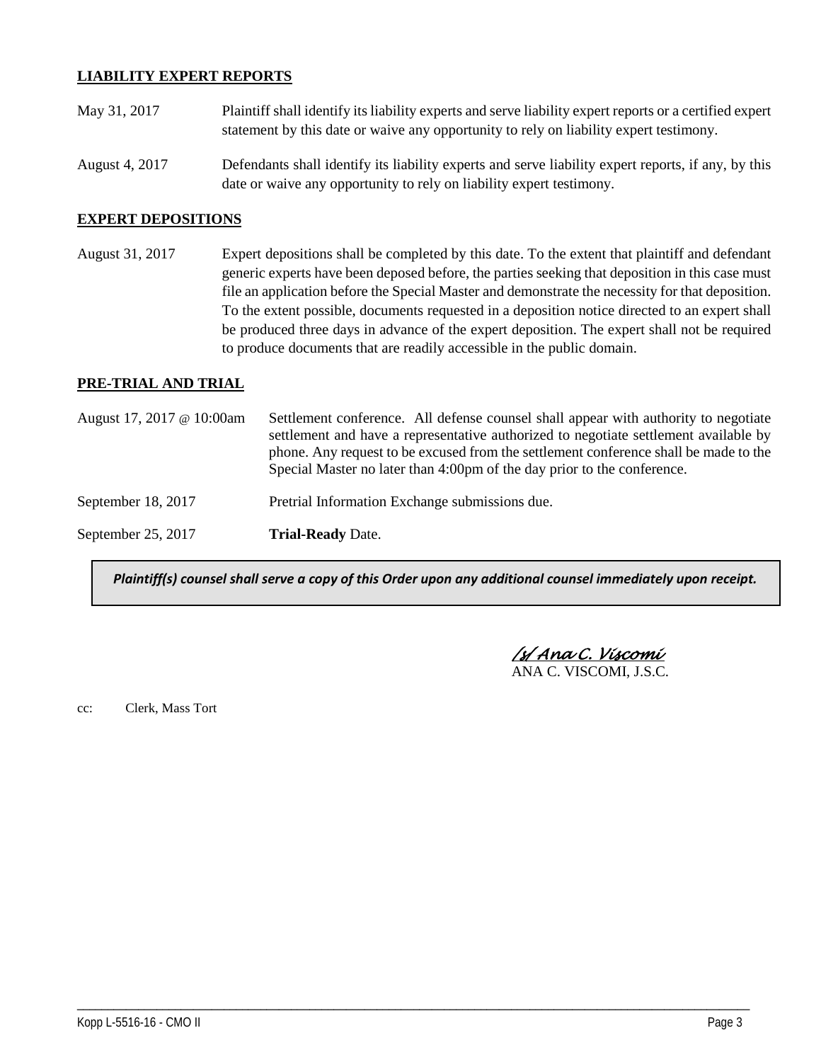**LIABILITY EXPERT REPORTS**

| | |
|---|---|
| May 31, 2017 | Plaintiff shall identify its liability experts and serve liability expert reports or a certified expert statement by this date or waive any opportunity to rely on liability expert testimony. |
| August 4, 2017 | Defendants shall identify its liability experts and serve liability expert reports, if any, by this date or waive any opportunity to rely on liability expert testimony. |

**EXPERT DEPOSITIONS**

| | |
|---|---|
| August 31, 2017 | Expert depositions shall be completed by this date. To the extent that plaintiff and defendant generic experts have been deposed before, the parties seeking that deposition in this case must file an application before the Special Master and demonstrate the necessity for that deposition. To the extent possible, documents requested in a deposition notice directed to an expert shall be produced three days in advance of the expert deposition. The expert shall not be required to produce documents that are readily accessible in the public domain. |

**PRE-TRIAL AND TRIAL**

| | |
|---|---|
| August 17, 2017 @ 10:00am | Settlement conference. All defense counsel shall appear with authority to negotiate settlement and have a representative authorized to negotiate settlement available by phone. Any request to be excused from the settlement conference shall be made to the Special Master no later than 4:00pm of the day prior to the conference. |
| September 18, 2017 | Pretrial Information Exchange submissions due. |
| September 25, 2017 | **Trial-Ready** Date. |

***Plaintiff(s) counsel shall serve a copy of this Order upon any additional counsel immediately upon receipt.***

/s/ Ana C. Viscomi
ANA C. VISCOMI, J.S.C.

cc: Clerk, Mass Tort